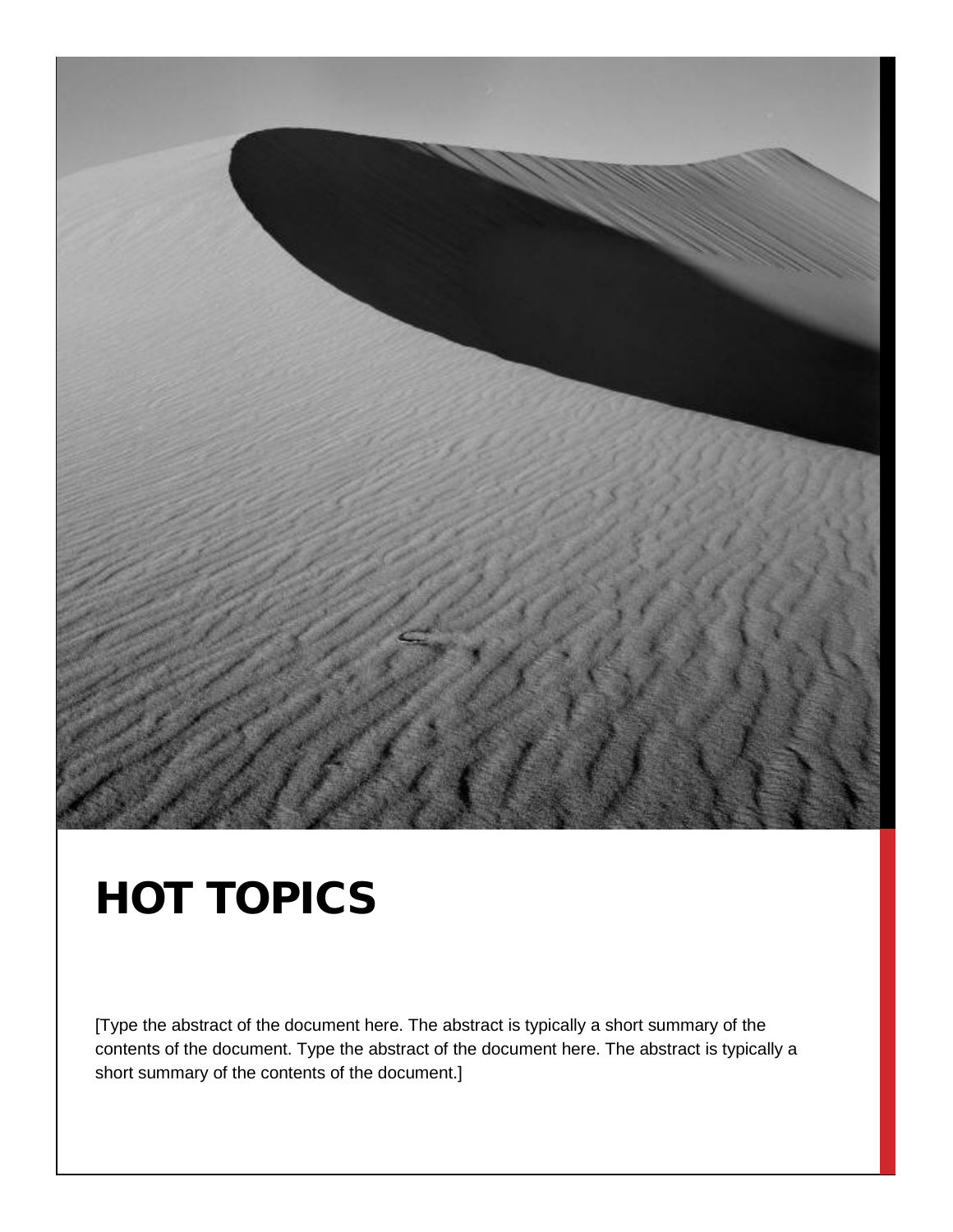# HOT TOPICS

[Type the abstract of the document here. The abstract is typically a short summary of the contents of the document. Type the abstract of the document here. The abstract is typically a short summary of the contents of the document.]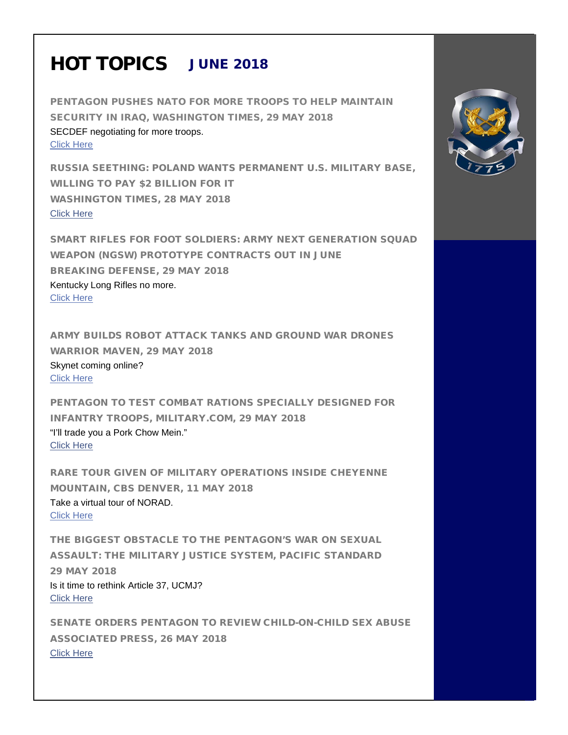# HOT TOPICS JUNE 2018

## PENTAGON PUSHES NATO FOR MORE TROOPS TO HELP MAINTAIN SECURITY IN IRAQ, WASHINGTON TIMES, 29 MAY 2018

SECDEF negotiating for more troops.

Click Here

## RUSSIA SEETHING: POLAND WANTS PERMANENT U.S. MILITARY BASE, WILLING TO PAY $2 BILLION FOR IT WASHINGTON TIMES, 28 MAY 2018

Click Here

## SMART RIFLES FOR FOOT SOLDIERS: ARMY NEXT GENERATION SQUAD WEAPON (NGSW) PROTOTYPE CONTRACTS OUT IN JUNE BREAKING DEFENSE, 29 MAY 2018

Kentucky Long Rifles no more.

Click Here

## ARMY BUILDS ROBOT ATTACK TANKS AND GROUND WAR DRONES WARRIOR MAVEN, 29 MAY 2018

Skynet coming online?

Click Here

## PENTAGON TO TEST COMBAT RATIONS SPECIALLY DESIGNED FOR INFANTRY TROOPS, MILITARY.COM, 29 MAY 2018

"I'll trade you a Pork Chow Mein."

Click Here

## RARE TOUR GIVEN OF MILITARY OPERATIONS INSIDE CHEYENNE MOUNTAIN, CBS DENVER, 11 MAY 2018

Take a virtual tour of NORAD.

Click Here

## THE BIGGEST OBSTACLE TO THE PENTAGON'S WAR ON SEXUAL ASSAULT: THE MILITARY JUSTICE SYSTEM, PACIFIC STANDARD 29 MAY 2018

Is it time to rethink Article 37, UCMJ?

Click Here

## SENATE ORDERS PENTAGON TO REVIEW CHILD-ON-CHILD SEX ABUSE ASSOCIATED PRESS, 26 MAY 2018

Click Here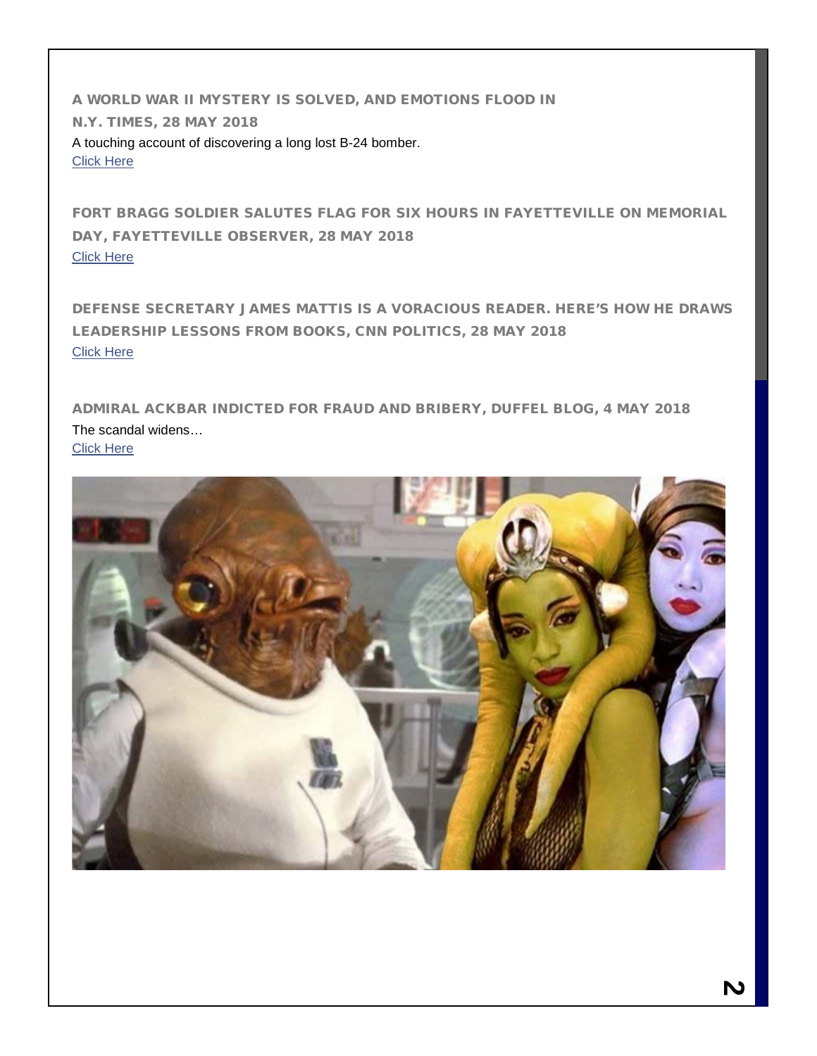### A WORLD WAR II MYSTERY IS SOLVED, AND EMOTIONS FLOOD IN N.Y. TIMES, 28 MAY 2018

A touching account of discovering a long lost B-24 bomber.

Click Here

### FORT BRAGG SOLDIER SALUTES FLAG FOR SIX HOURS IN FAYETTEVILLE ON MEMORIAL DAY, FAYETTEVILLE OBSERVER, 28 MAY 2018

Click Here

### DEFENSE SECRETARY JAMES MATTIS IS A VORACIOUS READER. HERE'S HOW HE DRAWS LEADERSHIP LESSONS FROM BOOKS, CNN POLITICS, 28 MAY 2018

Click Here

### ADMIRAL ACKBAR INDICTED FOR FRAUD AND BRIBERY, DUFFEL BLOG, 4 MAY 2018

The scandal widens…

Click Here